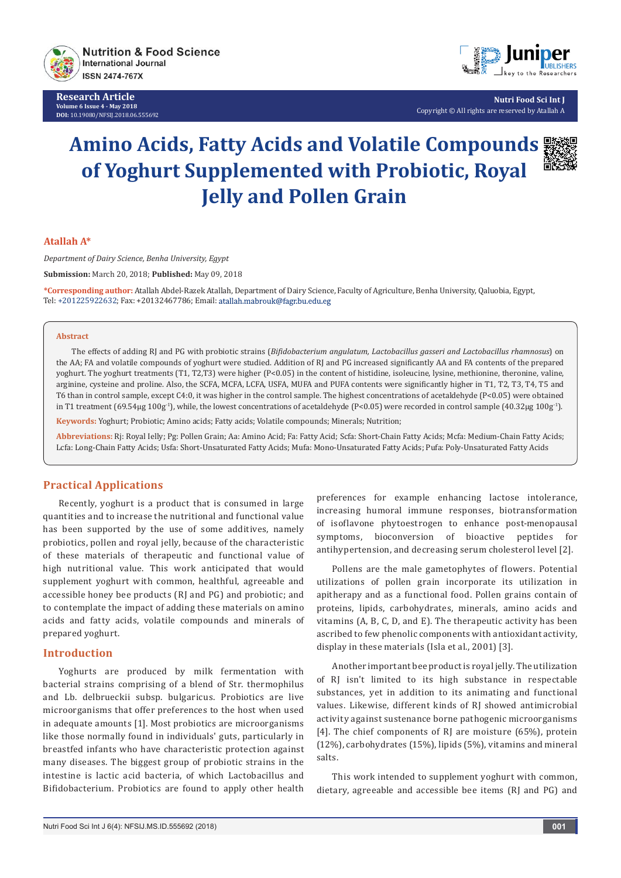Research Article
Volume 6 Issue 4 - May 2018
DOI: 10.19080/NFSIJ.2018.06.555692

Copyright © All rights are reserved by Atallah A

# Amino Acids, Fatty Acids and Volatile Compounds of Yoghurt Supplemented with Probiotic, Royal Jelly and Pollen Grain

**Atallah A***

*Department of Dairy Science, Benha University, Egypt*

**Submission:** March 20, 2018; **Published:** May 09, 2018

**\*Corresponding author:** Atallah Abdel-Razek Atallah, Department of Dairy Science, Faculty of Agriculture, Benha University, Qaluobia, Egypt, Tel: +201225922632; Fax: +20132467786; Email: atallah.mabrouk@fagr.bu.edu.eg

## Abstract

The effects of adding RJ and PG with probiotic strains (*Bifidobacterium angulatum, Lactobacillus gasseri and Lactobacillus rhamnosus*) on the AA; FA and volatile compounds of yoghurt were studied. Addition of RJ and PG increased significantly AA and FA contents of the prepared yoghurt. The yoghurt treatments (T1, T2,T3) were higher (P<0.05) in the content of histidine, isoleucine, lysine, methionine, theronine, valine, arginine, cysteine and proline. Also, the SCFA, MCFA, LCFA, USFA, MUFA and PUFA contents were significantly higher in T1, T2, T3, T4, T5 and T6 than in control sample, except C4:0, it was higher in the control sample. The highest concentrations of acetaldehyde (P<0.05) were obtained in T1 treatment (69.54μg $100g^{-1}$), while, the lowest concentrations of acetaldehyde (P<0.05) were recorded in control sample (40.32μg $100g^{-1}$).

**Keywords:** Yoghurt; Probiotic; Amino acids; Fatty acids; Volatile compounds; Minerals; Nutrition;

**Abbreviations:** Rj: Royal Ielly; Pg: Pollen Grain; Aa: Amino Acid; Fa: Fatty Acid; Scfa: Short-Chain Fatty Acids; Mcfa: Medium-Chain Fatty Acids; Lcfa: Long-Chain Fatty Acids; Usfa: Short-Unsaturated Fatty Acids; Mufa: Mono-Unsaturated Fatty Acids; Pufa: Poly-Unsaturated Fatty Acids

## Practical Applications

Recently, yoghurt is a product that is consumed in large quantities and to increase the nutritional and functional value has been supported by the use of some additives, namely probiotics, pollen and royal jelly, because of the characteristic of these materials of therapeutic and functional value of high nutritional value. This work anticipated that would supplement yoghurt with common, healthful, agreeable and accessible honey bee products (RJ and PG) and probiotic; and to contemplate the impact of adding these materials on amino acids and fatty acids, volatile compounds and minerals of prepared yoghurt.

## Introduction

Yoghurts are produced by milk fermentation with bacterial strains comprising of a blend of Str. thermophilus and Lb. delbrueckii subsp. bulgaricus. Probiotics are live microorganisms that offer preferences to the host when used in adequate amounts [1]. Most probiotics are microorganisms like those normally found in individuals' guts, particularly in breastfed infants who have characteristic protection against many diseases. The biggest group of probiotic strains in the intestine is lactic acid bacteria, of which Lactobacillus and Bifidobacterium. Probiotics are found to apply other health preferences for example enhancing lactose intolerance, increasing humoral immune responses, biotransformation of isoflavone phytoestrogen to enhance post-menopausal symptoms, bioconversion of bioactive peptides for antihypertension, and decreasing serum cholesterol level [2].

Pollens are the male gametophytes of flowers. Potential utilizations of pollen grain incorporate its utilization in apitherapy and as a functional food. Pollen grains contain of proteins, lipids, carbohydrates, minerals, amino acids and vitamins (A, B, C, D, and E). The therapeutic activity has been ascribed to few phenolic components with antioxidant activity, display in these materials (Isla et al., 2001) [3].

Another important bee product is royal jelly. The utilization of RJ isn't limited to its high substance in respectable substances, yet in addition to its animating and functional values. Likewise, different kinds of RJ showed antimicrobial activity against sustenance borne pathogenic microorganisms [4]. The chief components of RJ are moisture (65%), protein (12%), carbohydrates (15%), lipids (5%), vitamins and mineral salts.

This work intended to supplement yoghurt with common, dietary, agreeable and accessible bee items (RJ and PG) and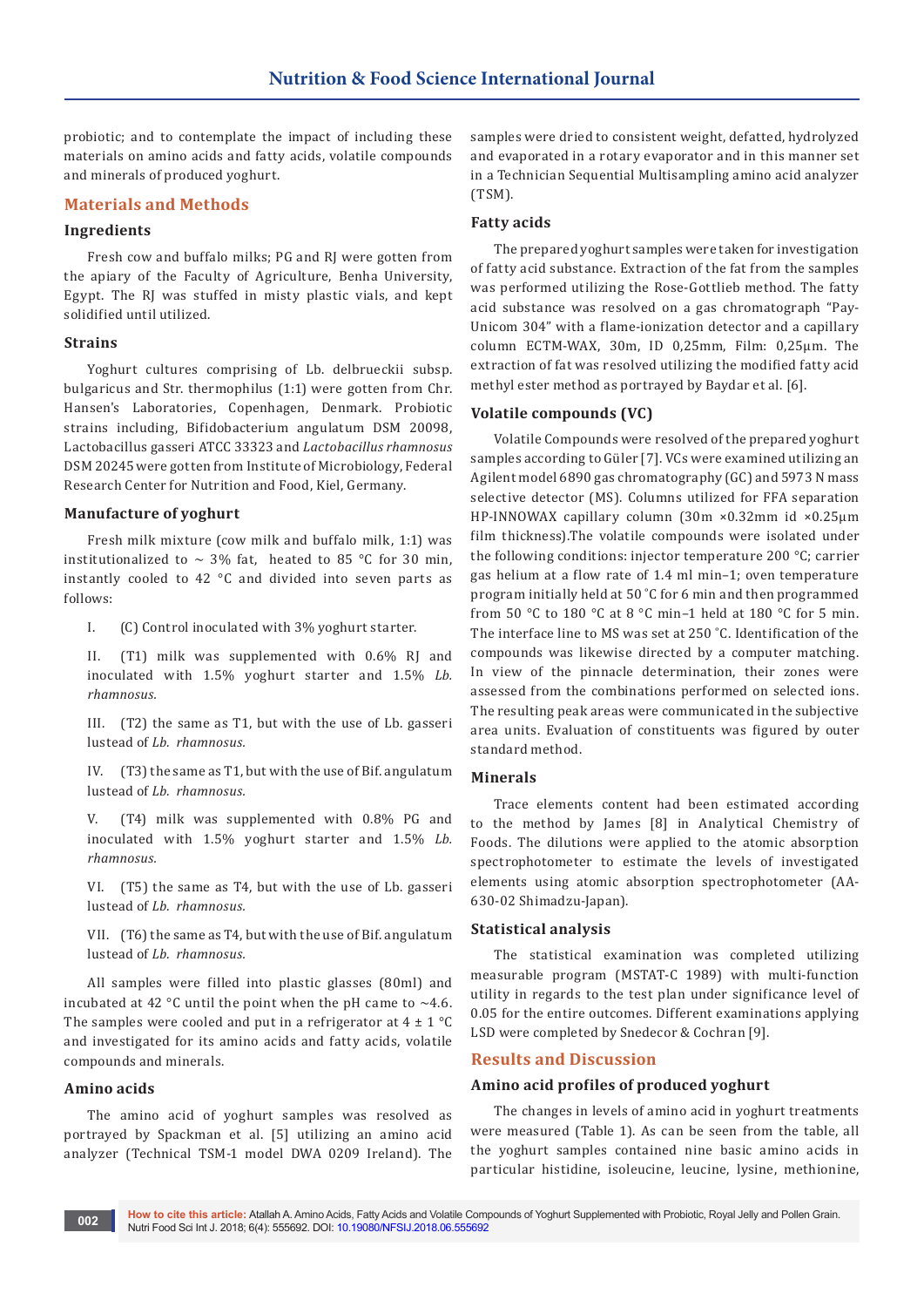probiotic; and to contemplate the impact of including these materials on amino acids and fatty acids, volatile compounds and minerals of produced yoghurt.

## Materials and Methods

### Ingredients

Fresh cow and buffalo milks; PG and RJ were gotten from the apiary of the Faculty of Agriculture, Benha University, Egypt. The RJ was stuffed in misty plastic vials, and kept solidified until utilized.

### Strains

Yoghurt cultures comprising of Lb. delbrueckii subsp. bulgaricus and Str. thermophilus (1:1) were gotten from Chr. Hansen's Laboratories, Copenhagen, Denmark. Probiotic strains including, Bifidobacterium angulatum DSM 20098, Lactobacillus gasseri ATCC 33323 and *Lactobacillus rhamnosus* DSM 20245 were gotten from Institute of Microbiology, Federal Research Center for Nutrition and Food, Kiel, Germany.

### Manufacture of yoghurt

Fresh milk mixture (cow milk and buffalo milk, 1:1) was institutionalized to ~ 3% fat, heated to 85 °C for 30 min, instantly cooled to 42 °C and divided into seven parts as follows:

I. (C) Control inoculated with 3% yoghurt starter.

II. (T1) milk was supplemented with 0.6% RJ and inoculated with 1.5% yoghurt starter and 1.5% *Lb. rhamnosus.*

III. (T2) the same as T1, but with the use of Lb. gasseri lustead of *Lb. rhamnosus.*

IV. (T3) the same as T1, but with the use of Bif. angulatum lustead of *Lb. rhamnosus.*

V. (T4) milk was supplemented with 0.8% PG and inoculated with 1.5% yoghurt starter and 1.5% *Lb. rhamnosus.*

VI. (T5) the same as T4, but with the use of Lb. gasseri lustead of *Lb. rhamnosus.*

VII. (T6) the same as T4, but with the use of Bif. angulatum lustead of *Lb. rhamnosus.*

All samples were filled into plastic glasses (80ml) and incubated at 42 °C until the point when the pH came to ~4.6. The samples were cooled and put in a refrigerator at 4 ± 1 °C and investigated for its amino acids and fatty acids, volatile compounds and minerals.

### Amino acids

The amino acid of yoghurt samples was resolved as portrayed by Spackman et al. [5] utilizing an amino acid analyzer (Technical TSM-1 model DWA 0209 Ireland). The samples were dried to consistent weight, defatted, hydrolyzed and evaporated in a rotary evaporator and in this manner set in a Technician Sequential Multisampling amino acid analyzer (TSM).

### Fatty acids

The prepared yoghurt samples were taken for investigation of fatty acid substance. Extraction of the fat from the samples was performed utilizing the Rose-Gottlieb method. The fatty acid substance was resolved on a gas chromatograph "Pay-Unicom 304" with a flame-ionization detector and a capillary column ECTM-WAX, 30m, ID 0,25mm, Film: 0,25µm. The extraction of fat was resolved utilizing the modified fatty acid methyl ester method as portrayed by Baydar et al. [6].

### Volatile compounds (VC)

Volatile Compounds were resolved of the prepared yoghurt samples according to Güler [7]. VCs were examined utilizing an Agilent model 6890 gas chromatography (GC) and 5973 N mass selective detector (MS). Columns utilized for FFA separation HP-INNOWAX capillary column (30m ×0.32mm id ×0.25µm film thickness).The volatile compounds were isolated under the following conditions: injector temperature 200 °C; carrier gas helium at a flow rate of 1.4 ml min–1; oven temperature program initially held at 50 ˚C for 6 min and then programmed from 50 °C to 180 °C at 8 °C min–1 held at 180 °C for 5 min. The interface line to MS was set at 250 ˚C. Identification of the compounds was likewise directed by a computer matching. In view of the pinnacle determination, their zones were assessed from the combinations performed on selected ions. The resulting peak areas were communicated in the subjective area units. Evaluation of constituents was figured by outer standard method.

### Minerals

Trace elements content had been estimated according to the method by James [8] in Analytical Chemistry of Foods. The dilutions were applied to the atomic absorption spectrophotometer to estimate the levels of investigated elements using atomic absorption spectrophotometer (AA-630-02 Shimadzu-Japan).

### Statistical analysis

The statistical examination was completed utilizing measurable program (MSTAT-C 1989) with multi-function utility in regards to the test plan under significance level of 0.05 for the entire outcomes. Different examinations applying LSD were completed by Snedecor & Cochran [9].

## Results and Discussion

### Amino acid profiles of produced yoghurt

The changes in levels of amino acid in yoghurt treatments were measured (Table 1). As can be seen from the table, all the yoghurt samples contained nine basic amino acids in particular histidine, isoleucine, leucine, lysine, methionine,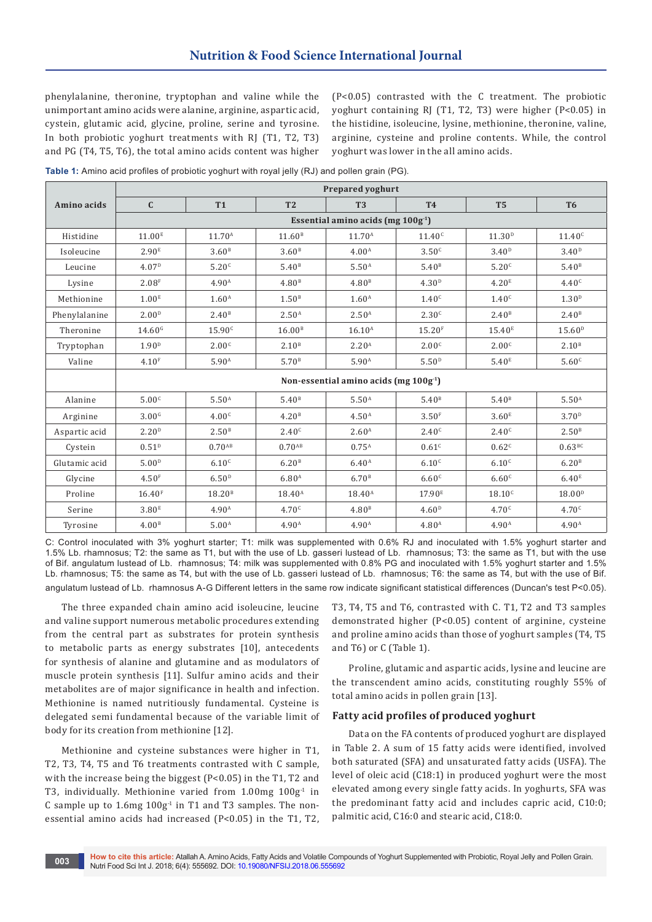phenylalanine, theronine, tryptophan and valine while the unimportant amino acids were alanine, arginine, aspartic acid, cystein, glutamic acid, glycine, proline, serine and tyrosine. In both probiotic yoghurt treatments with RJ (T1, T2, T3) and PG (T4, T5, T6), the total amino acids content was higher ($P<0.05$) contrasted with the C treatment. The probiotic yoghurt containing RJ (T1, T2, T3) were higher ($P<0.05$) in the histidine, isoleucine, lysine, methionine, theronine, valine, arginine, cysteine and proline contents. While, the control yoghurt was lower in the all amino acids.

**Table 1:** Amino acid profiles of probiotic yoghurt with royal jelly (RJ) and pollen grain (PG).

| Amino acids | Prepared yoghurt | | | | | | |
|---|---|---|---|---|---|---|---|
| | C | T1 | T2 | T3 | T4 | T5 | T6 |
| | Essential amino acids (mg $100g^{-1}$) | | | | | | |
| Histidine | $11.00^{E}$ | $11.70^{A}$ | $11.60^{B}$ | $11.70^{A}$ | $11.40^{C}$ | $11.30^{D}$ | $11.40^{C}$ |
| Isoleucine | $2.90^{E}$ | $3.60^{B}$ | $3.60^{B}$ | $4.00^{A}$ | $3.50^{C}$ | $3.40^{D}$ | $3.40^{D}$ |
| Leucine | $4.07^{D}$ | $5.20^{C}$ | $5.40^{B}$ | $5.50^{A}$ | $5.40^{B}$ | $5.20^{C}$ | $5.40^{B}$ |
| Lysine | $2.08^{F}$ | $4.90^{A}$ | $4.80^{B}$ | $4.80^{B}$ | $4.30^{D}$ | $4.20^{E}$ | $4.40^{C}$ |
| Methionine | $1.00^{E}$ | $1.60^{A}$ | $1.50^{B}$ | $1.60^{A}$ | $1.40^{C}$ | $1.40^{C}$ | $1.30^{D}$ |
| Phenylalanine | $2.00^{D}$ | $2.40^{B}$ | $2.50^{A}$ | $2.50^{A}$ | $2.30^{C}$ | $2.40^{B}$ | $2.40^{B}$ |
| Theronine | $14.60^{G}$ | $15.90^{C}$ | $16.00^{B}$ | $16.10^{A}$ | $15.20^{F}$ | $15.40^{E}$ | $15.60^{D}$ |
| Tryptophan | $1.90^{D}$ | $2.00^{C}$ | $2.10^{B}$ | $2.20^{A}$ | $2.00^{C}$ | $2.00^{C}$ | $2.10^{B}$ |
| Valine | $4.10^{F}$ | $5.90^{A}$ | $5.70^{B}$ | $5.90^{A}$ | $5.50^{D}$ | $5.40^{E}$ | $5.60^{C}$ |
| | Non-essential amino acids (mg $100g^{-1}$) | | | | | | |
| Alanine | $5.00^{C}$ | $5.50^{A}$ | $5.40^{B}$ | $5.50^{A}$ | $5.40^{B}$ | $5.40^{B}$ | $5.50^{A}$ |
| Arginine | $3.00^{G}$ | $4.00^{C}$ | $4.20^{B}$ | $4.50^{A}$ | $3.50^{F}$ | $3.60^{E}$ | $3.70^{D}$ |
| Aspartic acid | $2.20^{D}$ | $2.50^{B}$ | $2.40^{C}$ | $2.60^{A}$ | $2.40^{C}$ | $2.40^{C}$ | $2.50^{B}$ |
| Cystein | $0.51^{D}$ | $0.70^{AB}$ | $0.70^{AB}$ | $0.75^{A}$ | $0.61^{C}$ | $0.62^{C}$ | $0.63^{BC}$ |
| Glutamic acid | $5.00^{D}$ | $6.10^{C}$ | $6.20^{B}$ | $6.40^{A}$ | $6.10^{C}$ | $6.10^{C}$ | $6.20^{B}$ |
| Glycine | $4.50^{F}$ | $6.50^{D}$ | $6.80^{A}$ | $6.70^{B}$ | $6.60^{C}$ | $6.60^{C}$ | $6.40^{E}$ |
| Proline | $16.40^{F}$ | $18.20^{B}$ | $18.40^{A}$ | $18.40^{A}$ | $17.90^{E}$ | $18.10^{C}$ | $18.00^{D}$ |
| Serine | $3.80^{E}$ | $4.90^{A}$ | $4.70^{C}$ | $4.80^{B}$ | $4.60^{D}$ | $4.70^{C}$ | $4.70^{C}$ |
| Tyrosine | $4.00^{B}$ | $5.00^{A}$ | $4.90^{A}$ | $4.90^{A}$ | $4.80^{A}$ | $4.90^{A}$ | $4.90^{A}$ |

C: Control inoculated with 3% yoghurt starter; T1: milk was supplemented with 0.6% RJ and inoculated with 1.5% yoghurt starter and 1.5% Lb. rhamnosus; T2: the same as T1, but with the use of Lb. gasseri lustead of Lb. rhamnosus; T3: the same as T1, but with the use of Bif. angulatum lustead of Lb. rhamnosus; T4: milk was supplemented with 0.8% PG and inoculated with 1.5% yoghurt starter and 1.5% Lb. rhamnosus; T5: the same as T4, but with the use of Lb. gasseri lustead of Lb. rhamnosus; T6: the same as T4, but with the use of Bif. angulatum lustead of Lb. rhamnosus A-G Different letters in the same row indicate significant statistical differences (Duncan's test $P<0.05$).

The three expanded chain amino acid isoleucine, leucine and valine support numerous metabolic procedures extending from the central part as substrates for protein synthesis to metabolic parts as energy substrates [10], antecedents for synthesis of alanine and glutamine and as modulators of muscle protein synthesis [11]. Sulfur amino acids and their metabolites are of major significance in health and infection. Methionine is named nutritiously fundamental. Cysteine is delegated semi fundamental because of the variable limit of body for its creation from methionine [12].

Methionine and cysteine substances were higher in T1, T2, T3, T4, T5 and T6 treatments contrasted with C sample, with the increase being the biggest ($P<0.05$) in the T1, T2 and T3, individually. Methionine varied from 1.00mg $100g^{-1}$ in C sample up to 1.6mg $100g^{-1}$ in T1 and T3 samples. The non-essential amino acids had increased ($P<0.05$) in the T1, T2, T3, T4, T5 and T6, contrasted with C. T1, T2 and T3 samples demonstrated higher ($P<0.05$) content of arginine, cysteine and proline amino acids than those of yoghurt samples (T4, T5 and T6) or C (Table 1).

Proline, glutamic and aspartic acids, lysine and leucine are the transcendent amino acids, constituting roughly 55% of total amino acids in pollen grain [13].

### Fatty acid profiles of produced yoghurt

Data on the FA contents of produced yoghurt are displayed in Table 2. A sum of 15 fatty acids were identified, involved both saturated (SFA) and unsaturated fatty acids (USFA). The level of oleic acid (C18:1) in produced yoghurt were the most elevated among every single fatty acids. In yoghurts, SFA was the predominant fatty acid and includes capric acid, C10:0; palmitic acid, C16:0 and stearic acid, C18:0.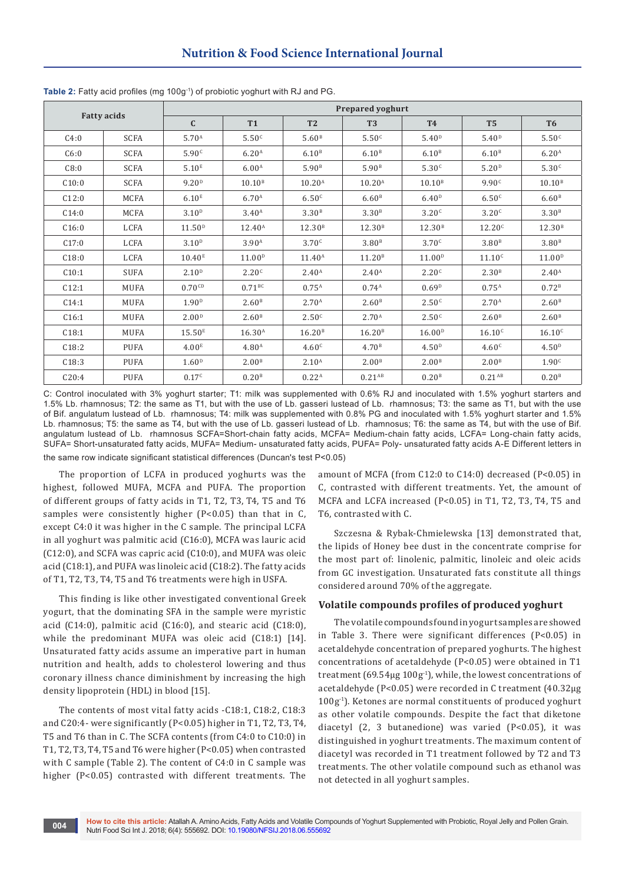**Table 2:** Fatty acid profiles (mg $100g^{-1}$) of probiotic yoghurt with RJ and PG.

| Fatty acids | | Prepared yoghurt | | | | | | |
|---|---|---|---|---|---|---|---|---|
| | | C | T1 | T2 | T3 | T4 | T5 | T6 |
| C4:0 | SCFA | $5.70^{A}$ | $5.50^{C}$ | $5.60^{B}$ | $5.50^{C}$ | $5.40^{D}$ | $5.40^{D}$ | $5.50^{C}$ |
| C6:0 | SCFA | $5.90^{C}$ | $6.20^{A}$ | $6.10^{B}$ | $6.10^{B}$ | $6.10^{B}$ | $6.10^{B}$ | $6.20^{A}$ |
| C8:0 | SCFA | $5.10^{E}$ | $6.00^{A}$ | $5.90^{B}$ | $5.90^{B}$ | $5.30^{C}$ | $5.20^{D}$ | $5.30^{C}$ |
| C10:0 | SCFA | $9.20^{D}$ | $10.10^{B}$ | $10.20^{A}$ | $10.20^{A}$ | $10.10^{B}$ | $9.90^{C}$ | $10.10^{B}$ |
| C12:0 | MCFA | $6.10^{E}$ | $6.70^{A}$ | $6.50^{C}$ | $6.60^{B}$ | $6.40^{D}$ | $6.50^{C}$ | $6.60^{B}$ |
| C14:0 | MCFA | $3.10^{D}$ | $3.40^{A}$ | $3.30^{B}$ | $3.30^{B}$ | $3.20^{C}$ | $3.20^{C}$ | $3.30^{B}$ |
| C16:0 | LCFA | $11.50^{D}$ | $12.40^{A}$ | $12.30^{B}$ | $12.30^{B}$ | $12.30^{B}$ | $12.20^{C}$ | $12.30^{B}$ |
| C17:0 | LCFA | $3.10^{D}$ | $3.90^{A}$ | $3.70^{C}$ | $3.80^{B}$ | $3.70^{C}$ | $3.80^{B}$ | $3.80^{B}$ |
| C18:0 | LCFA | $10.40^{E}$ | $11.00^{D}$ | $11.40^{A}$ | $11.20^{B}$ | $11.00^{D}$ | $11.10^{C}$ | $11.00^{D}$ |
| C10:1 | SUFA | $2.10^{D}$ | $2.20^{C}$ | $2.40^{A}$ | $2.40^{A}$ | $2.20^{C}$ | $2.30^{B}$ | $2.40^{A}$ |
| C12:1 | MUFA | $0.70^{CD}$ | $0.71^{BC}$ | $0.75^{A}$ | $0.74^{A}$ | $0.69^{D}$ | $0.75^{A}$ | $0.72^{B}$ |
| C14:1 | MUFA | $1.90^{D}$ | $2.60^{B}$ | $2.70^{A}$ | $2.60^{B}$ | $2.50^{C}$ | $2.70^{A}$ | $2.60^{B}$ |
| C16:1 | MUFA | $2.00^{D}$ | $2.60^{B}$ | $2.50^{C}$ | $2.70^{A}$ | $2.50^{C}$ | $2.60^{B}$ | $2.60^{B}$ |
| C18:1 | MUFA | $15.50^{E}$ | $16.30^{A}$ | $16.20^{B}$ | $16.20^{B}$ | $16.00^{D}$ | $16.10^{C}$ | $16.10^{C}$ |
| C18:2 | PUFA | $4.00^{E}$ | $4.80^{A}$ | $4.60^{C}$ | $4.70^{B}$ | $4.50^{D}$ | $4.60^{C}$ | $4.50^{D}$ |
| C18:3 | PUFA | $1.60^{D}$ | $2.00^{B}$ | $2.10^{A}$ | $2.00^{B}$ | $2.00^{B}$ | $2.00^{B}$ | $1.90^{C}$ |
| C20:4 | PUFA | $0.17^{C}$ | $0.20^{B}$ | $0.22^{A}$ | $0.21^{AB}$ | $0.20^{B}$ | $0.21^{AB}$ | $0.20^{B}$ |

C: Control inoculated with 3% yoghurt starter; T1: milk was supplemented with 0.6% RJ and inoculated with 1.5% yoghurt starters and 1.5% Lb. rhamnosus; T2: the same as T1, but with the use of Lb. gasseri lustead of Lb. rhamnosus; T3: the same as T1, but with the use of Bif. angulatum lustead of Lb. rhamnosus; T4: milk was supplemented with 0.8% PG and inoculated with 1.5% yoghurt starter and 1.5% Lb. rhamnosus; T5: the same as T4, but with the use of Lb. gasseri lustead of Lb. rhamnosus; T6: the same as T4, but with the use of Bif. angulatum lustead of Lb. rhamnosus SCFA=Short-chain fatty acids, MCFA= Medium-chain fatty acids, LCFA= Long-chain fatty acids, SUFA= Short-unsaturated fatty acids, MUFA= Medium- unsaturated fatty acids, PUFA= Poly- unsaturated fatty acids A-E Different letters in the same row indicate significant statistical differences (Duncan's test P<0.05)

The proportion of LCFA in produced yoghurts was the highest, followed MUFA, MCFA and PUFA. The proportion of different groups of fatty acids in T1, T2, T3, T4, T5 and T6 samples were consistently higher (P<0.05) than that in C, except C4:0 it was higher in the C sample. The principal LCFA in all yoghurt was palmitic acid (C16:0), MCFA was lauric acid (C12:0), and SCFA was capric acid (C10:0), and MUFA was oleic acid (C18:1), and PUFA was linoleic acid (C18:2). The fatty acids of T1, T2, T3, T4, T5 and T6 treatments were high in USFA.

This finding is like other investigated conventional Greek yogurt, that the dominating SFA in the sample were myristic acid (C14:0), palmitic acid (C16:0), and stearic acid (C18:0), while the predominant MUFA was oleic acid (C18:1) [14]. Unsaturated fatty acids assume an imperative part in human nutrition and health, adds to cholesterol lowering and thus coronary illness chance diminishment by increasing the high density lipoprotein (HDL) in blood [15].

The contents of most vital fatty acids -C18:1, C18:2, C18:3 and C20:4- were significantly (P<0.05) higher in T1, T2, T3, T4, T5 and T6 than in C. The SCFA contents (from C4:0 to C10:0) in T1, T2, T3, T4, T5 and T6 were higher (P<0.05) when contrasted with C sample (Table 2). The content of C4:0 in C sample was higher (P<0.05) contrasted with different treatments. The amount of MCFA (from C12:0 to C14:0) decreased (P<0.05) in C, contrasted with different treatments. Yet, the amount of MCFA and LCFA increased (P<0.05) in T1, T2, T3, T4, T5 and T6, contrasted with C.

Szczesna & Rybak-Chmielewska [13] demonstrated that, the lipids of Honey bee dust in the concentrate comprise for the most part of: linolenic, palmitic, linoleic and oleic acids from GC investigation. Unsaturated fats constitute all things considered around 70% of the aggregate.

### Volatile compounds profiles of produced yoghurt

The volatile compounds found in yogurt samples are showed in Table 3. There were significant differences (P<0.05) in acetaldehyde concentration of prepared yoghurts. The highest concentrations of acetaldehyde (P<0.05) were obtained in T1 treatment (69.54μg $100g^{-1}$), while, the lowest concentrations of acetaldehyde (P<0.05) were recorded in C treatment (40.32μg $100g^{-1}$). Ketones are normal constituents of produced yoghurt as other volatile compounds. Despite the fact that diketone diacetyl (2, 3 butanedione) was varied (P<0.05), it was distinguished in yoghurt treatments. The maximum content of diacetyl was recorded in T1 treatment followed by T2 and T3 treatments. The other volatile compound such as ethanol was not detected in all yoghurt samples.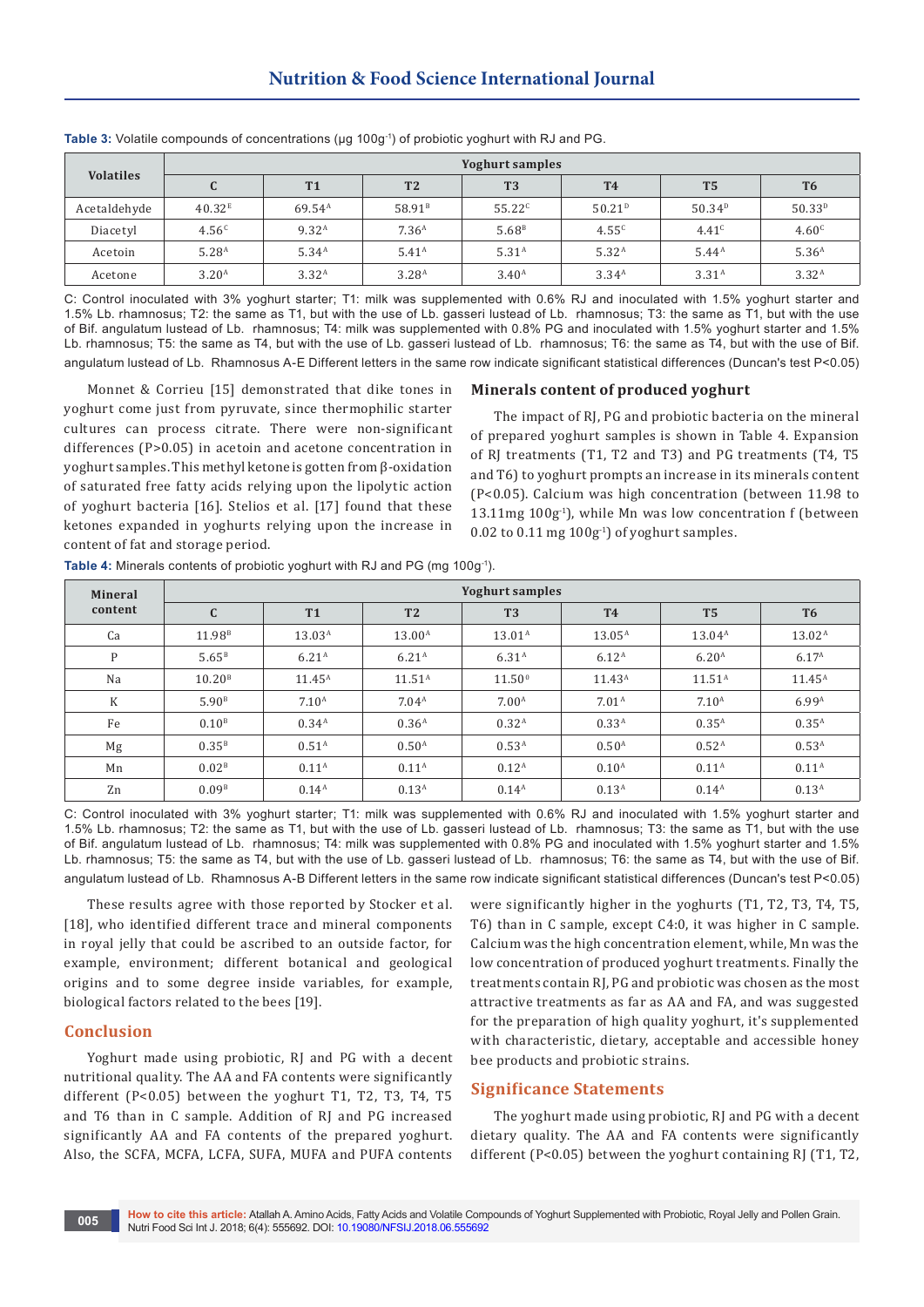**Table 3:** Volatile compounds of concentrations (μg $100g^{-1}$) of probiotic yoghurt with RJ and PG.

| Volatiles | Yoghurt samples | | | | | | |
|---|---|---|---|---|---|---|---|
| | C | T1 | T2 | T3 | T4 | T5 | T6 |
| Acetaldehyde | 40.32[E] | 69.54[A] | 58.91[B] | 55.22[C] | 50.21[D] | 50.34[D] | 50.33[D] |
| Diacetyl | 4.56[C] | 9.32[A] | 7.36[A] | 5.68[B] | 4.55[C] | 4.41[C] | 4.60[C] |
| Acetoin | 5.28[A] | 5.34[A] | 5.41[A] | 5.31[A] | 5.32[A] | 5.44[A] | 5.36[A] |
| Acetone | 3.20[A] | 3.32[A] | 3.28[A] | 3.40[A] | 3.34[A] | 3.31[A] | 3.32[A] |

C: Control inoculated with 3% yoghurt starter; T1: milk was supplemented with 0.6% RJ and inoculated with 1.5% yoghurt starter and 1.5% Lb. rhamnosus; T2: the same as T1, but with the use of Lb. gasseri lustead of Lb. rhamnosus; T3: the same as T1, but with the use of Bif. angulatum lustead of Lb. rhamnosus; T4: milk was supplemented with 0.8% PG and inoculated with 1.5% yoghurt starter and 1.5% Lb. rhamnosus; T5: the same as T4, but with the use of Lb. gasseri lustead of Lb. rhamnosus; T6: the same as T4, but with the use of Bif. angulatum lustead of Lb. Rhamnosus A-E Different letters in the same row indicate significant statistical differences (Duncan's test P<0.05)

Monnet & Corrieu [15] demonstrated that dike tones in yoghurt come just from pyruvate, since thermophilic starter cultures can process citrate. There were non-significant differences (P>0.05) in acetoin and acetone concentration in yoghurt samples. This methyl ketone is gotten from β-oxidation of saturated free fatty acids relying upon the lipolytic action of yoghurt bacteria [16]. Stelios et al. [17] found that these ketones expanded in yoghurts relying upon the increase in content of fat and storage period.

## Minerals content of produced yoghurt

The impact of RJ, PG and probiotic bacteria on the mineral of prepared yoghurt samples is shown in Table 4. Expansion of RJ treatments (T1, T2 and T3) and PG treatments (T4, T5 and T6) to yoghurt prompts an increase in its minerals content (P<0.05). Calcium was high concentration (between 11.98 to 13.11mg $100g^{-1}$), while Mn was low concentration f (between 0.02 to 0.11 mg $100g^{-1}$) of yoghurt samples.

**Table 4:** Minerals contents of probiotic yoghurt with RJ and PG (mg $100g^{-1}$).

| Mineral content | Yoghurt samples | | | | | | |
|---|---|---|---|---|---|---|---|
| | C | T1 | T2 | T3 | T4 | T5 | T6 |
| Ca | 11.98[B] | 13.03[A] | 13.00[A] | 13.01[A] | 13.05[A] | 13.04[A] | 13.02[A] |
| P | 5.65[B] | 6.21[A] | 6.21[A] | 6.31[A] | 6.12[A] | 6.20[A] | 6.17[A] |
| Na | 10.20[B] | 11.45[A] | 11.51[A] | 11.50[0] | 11.43[A] | 11.51[A] | 11.45[A] |
| K | 5.90[B] | 7.10[A] | 7.04[A] | 7.00[A] | 7.01[A] | 7.10[A] | 6.99[A] |
| Fe | 0.10[B] | 0.34[A] | 0.36[A] | 0.32[A] | 0.33[A] | 0.35[A] | 0.35[A] |
| Mg | 0.35[B] | 0.51[A] | 0.50[A] | 0.53[A] | 0.50[A] | 0.52[A] | 0.53[A] |
| Mn | 0.02[B] | 0.11[A] | 0.11[A] | 0.12[A] | 0.10[A] | 0.11[A] | 0.11[A] |
| Zn | 0.09[B] | 0.14[A] | 0.13[A] | 0.14[A] | 0.13[A] | 0.14[A] | 0.13[A] |

C: Control inoculated with 3% yoghurt starter; T1: milk was supplemented with 0.6% RJ and inoculated with 1.5% yoghurt starter and 1.5% Lb. rhamnosus; T2: the same as T1, but with the use of Lb. gasseri lustead of Lb. rhamnosus; T3: the same as T1, but with the use of Bif. angulatum lustead of Lb. rhamnosus; T4: milk was supplemented with 0.8% PG and inoculated with 1.5% yoghurt starter and 1.5% Lb. rhamnosus; T5: the same as T4, but with the use of Lb. gasseri lustead of Lb. rhamnosus; T6: the same as T4, but with the use of Bif. angulatum lustead of Lb. Rhamnosus A-B Different letters in the same row indicate significant statistical differences (Duncan's test P<0.05)

These results agree with those reported by Stocker et al. [18], who identified different trace and mineral components in royal jelly that could be ascribed to an outside factor, for example, environment; different botanical and geological origins and to some degree inside variables, for example, biological factors related to the bees [19].

## Conclusion

Yoghurt made using probiotic, RJ and PG with a decent nutritional quality. The AA and FA contents were significantly different (P<0.05) between the yoghurt T1, T2, T3, T4, T5 and T6 than in C sample. Addition of RJ and PG increased significantly AA and FA contents of the prepared yoghurt. Also, the SCFA, MCFA, LCFA, SUFA, MUFA and PUFA contents were significantly higher in the yoghurts (T1, T2, T3, T4, T5, T6) than in C sample, except C4:0, it was higher in C sample. Calcium was the high concentration element, while, Mn was the low concentration of produced yoghurt treatments. Finally the treatments contain RJ, PG and probiotic was chosen as the most attractive treatments as far as AA and FA, and was suggested for the preparation of high quality yoghurt, it's supplemented with characteristic, dietary, acceptable and accessible honey bee products and probiotic strains.

## Significance Statements

The yoghurt made using probiotic, RJ and PG with a decent dietary quality. The AA and FA contents were significantly different (P<0.05) between the yoghurt containing RJ (T1, T2,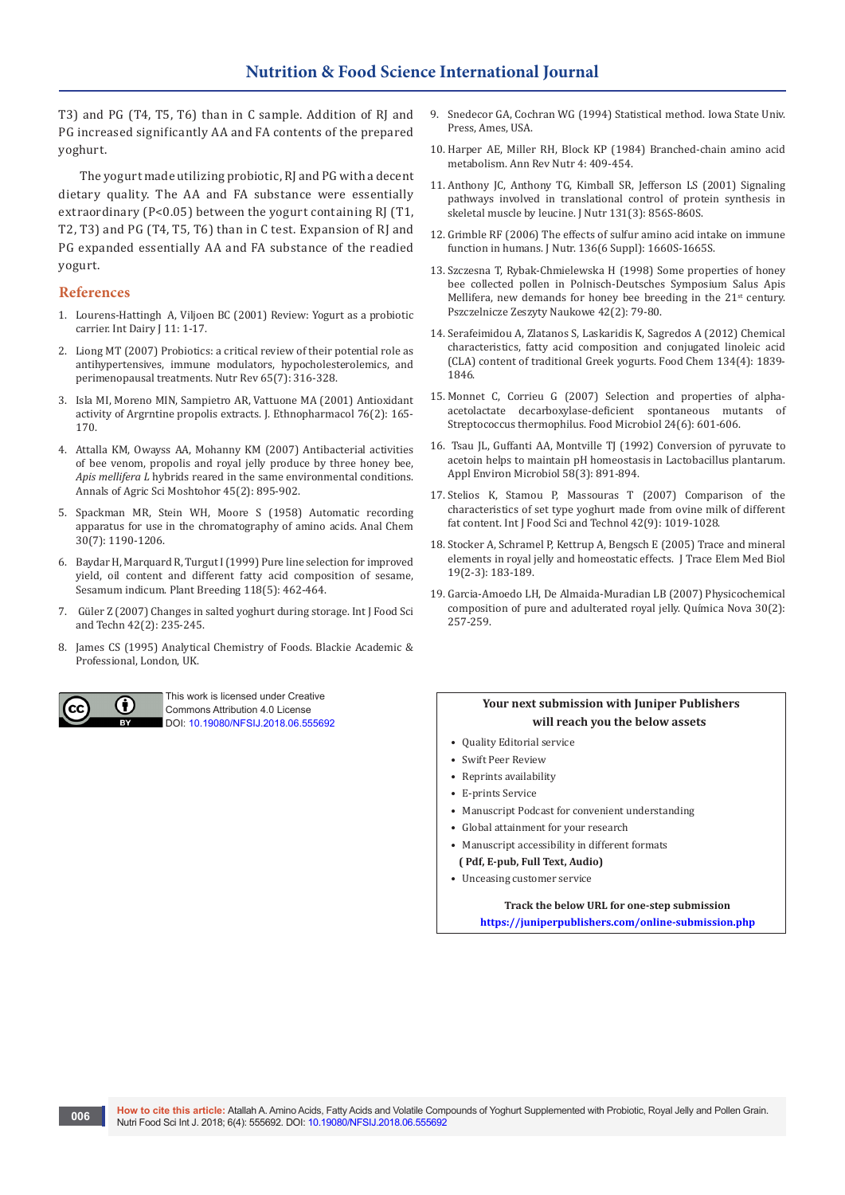T3) and PG (T4, T5, T6) than in C sample. Addition of RJ and PG increased significantly AA and FA contents of the prepared yoghurt.

The yogurt made utilizing probiotic, RJ and PG with a decent dietary quality. The AA and FA substance were essentially extraordinary (P<0.05) between the yogurt containing RJ (T1, T2, T3) and PG (T4, T5, T6) than in C test. Expansion of RJ and PG expanded essentially AA and FA substance of the readied yogurt.

## References

1. Lourens-Hattingh A, Viljoen BC (2001) Review: Yogurt as a probiotic carrier. Int Dairy J 11: 1-17.
2. Liong MT (2007) Probiotics: a critical review of their potential role as antihypertensives, immune modulators, hypocholesterolemics, and perimenopausal treatments. Nutr Rev 65(7): 316-328.
3. Isla MI, Moreno MIN, Sampietro AR, Vattuone MA (2001) Antioxidant activity of Argrntine propolis extracts. J. Ethnopharmacol 76(2): 165-170.
4. Attalla KM, Owayss AA, Mohanny KM (2007) Antibacterial activities of bee venom, propolis and royal jelly produce by three honey bee, *Apis mellifera L* hybrids reared in the same environmental conditions. Annals of Agric Sci Moshtohor 45(2): 895-902.
5. Spackman MR, Stein WH, Moore S (1958) Automatic recording apparatus for use in the chromatography of amino acids. Anal Chem 30(7): 1190-1206.
6. Baydar H, Marquard R, Turgut I (1999) Pure line selection for improved yield, oil content and different fatty acid composition of sesame, Sesamum indicum. Plant Breeding 118(5): 462-464.
7. Güler Z (2007) Changes in salted yoghurt during storage. Int J Food Sci and Techn 42(2): 235-245.
8. James CS (1995) Analytical Chemistry of Foods. Blackie Academic & Professional, London, UK.
9. Snedecor GA, Cochran WG (1994) Statistical method. Iowa State Univ. Press, Ames, USA.
10. Harper AE, Miller RH, Block KP (1984) Branched-chain amino acid metabolism. Ann Rev Nutr 4: 409-454.
11. Anthony JC, Anthony TG, Kimball SR, Jefferson LS (2001) Signaling pathways involved in translational control of protein synthesis in skeletal muscle by leucine. J Nutr 131(3): 856S-860S.
12. Grimble RF (2006) The effects of sulfur amino acid intake on immune function in humans. J Nutr. 136(6 Suppl): 1660S-1665S.
13. Szczesna T, Rybak-Chmielewska H (1998) Some properties of honey bee collected pollen in Polnisch-Deutsches Symposium Salus Apis Mellifera, new demands for honey bee breeding in the 21st century. Pszczelnicze Zeszyty Naukowe 42(2): 79-80.
14. Serafeimidou A, Zlatanos S, Laskaridis K, Sagredos A (2012) Chemical characteristics, fatty acid composition and conjugated linoleic acid (CLA) content of traditional Greek yogurts. Food Chem 134(4): 1839-1846.
15. Monnet C, Corrieu G (2007) Selection and properties of alpha-acetolactate decarboxylase-deficient spontaneous mutants of Streptococcus thermophilus. Food Microbiol 24(6): 601-606.
16. Tsau JL, Guffanti AA, Montville TJ (1992) Conversion of pyruvate to acetoin helps to maintain pH homeostasis in Lactobacillus plantarum. Appl Environ Microbiol 58(3): 891-894.
17. Stelios K, Stamou P, Massouras T (2007) Comparison of the characteristics of set type yoghurt made from ovine milk of different fat content. Int J Food Sci and Technol 42(9): 1019-1028.
18. Stocker A, Schramel P, Kettrup A, Bengsch E (2005) Trace and mineral elements in royal jelly and homeostatic effects. J Trace Elem Med Biol 19(2-3): 183-189.
19. Garcia-Amoedo LH, De Almaida-Muradian LB (2007) Physicochemical composition of pure and adulterated royal jelly. Química Nova 30(2): 257-259.

This work is licensed under Creative Commons Attribution 4.0 License
DOI: 10.19080/NFSIJ.2018.06.555692

**Your next submission with Juniper Publishers will reach you the below assets**

- Quality Editorial service
- Swift Peer Review
- Reprints availability
- E-prints Service
- Manuscript Podcast for convenient understanding
- Global attainment for your research
- Manuscript accessibility in different formats
  **( Pdf, E-pub, Full Text, Audio)**
- Unceasing customer service

**Track the below URL for one-step submission**
**https://juniperpublishers.com/online-submission.php**

**How to cite this article:** Atallah A. Amino Acids, Fatty Acids and Volatile Compounds of Yoghurt Supplemented with Probiotic, Royal Jelly and Pollen Grain. Nutri Food Sci Int J. 2018; 6(4): 555692. DOI: 10.19080/NFSIJ.2018.06.555692